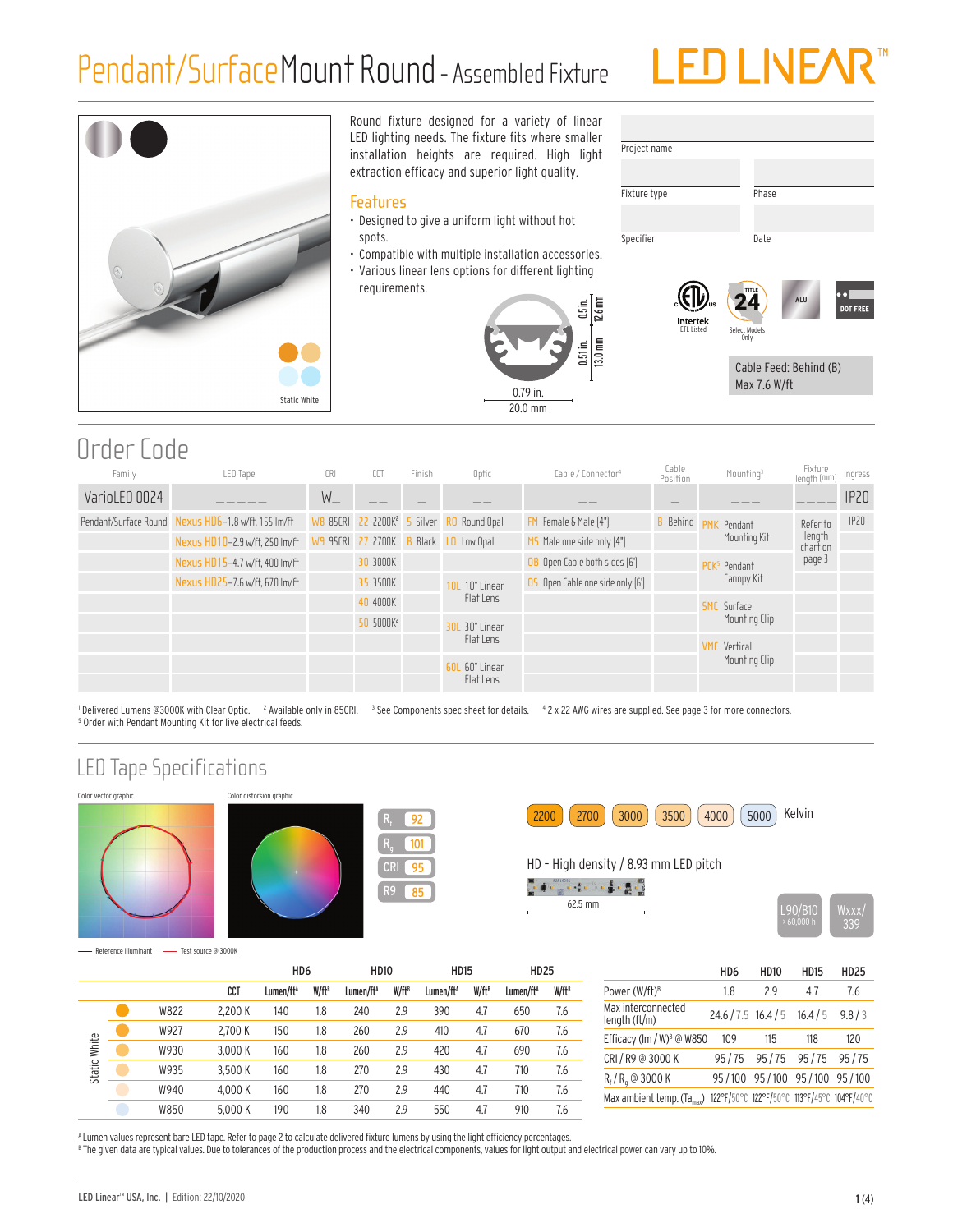# Pendant/Surface Mount Round - Assembled Fixture

LED LINEAR™

Static White

Round fixture designed for a variety of linear LED lighting needs. The fixture fits where smaller installation heights are required. High light extraction efficacy and superior light quality.

## Features

- Designed to give a uniform light without hot spots.
- Compatible with multiple installation accessories.
- Various linear lens options for different lighting requirements.

0.5 in. 12.6 mm
0.51 in. 13.0 mm
0.79 in. 20.0 mm

| Project name | |
|---|---|
| Fixture type | Phase |
| Specifier | Date |

Intertek ETL Listed · TITLE 24 Select Models Only · ALU · DOT FREE

Cable Feed: Behind (B)
Max 7.6 W/ft

## Order Code

| Family | LED Tape | CRI | CCT | Finish | Optic | Cable / Connector[4] | Cable Position | Mounting[3] | Fixture length (mm) | Ingress |
|---|---|---|---|---|---|---|---|---|---|---|
| VarioLED 0024 | _ _ _ _ _ | W_ | _ _ | _ | _ _ | _ _ | _ | _ _ _ | _ _ _ _ | IP20 |
| Pendant/Surface Round | Nexus HD6–1.8 w/ft, 155 lm/ft | W8 85CRI | 22 2200K[2] | 5 Silver | RO Round Opal | FM Female & Male (4") | B Behind | PMK Pendant Mounting Kit | Refer to length chart on page 3 | IP20 |
| | Nexus HD10–2.9 w/ft, 250 lm/ft | W9 95CRI | 27 2700K | B Black | LO Low Opal | MS Male one side only (4") | | | | |
| | Nexus HD15–4.7 w/ft, 400 lm/ft | | 30 3000K | | | OB Open Cable both sides (6') | | PCK[5] Pendant Canopy Kit | | |
| | Nexus HD25–7.6 w/ft, 670 lm/ft | | 35 3500K | | 10L 10° Linear Flat Lens | OS Open Cable one side only (6') | | | | |
| | | | 40 4000K | | | | | SMC Surface Mounting Clip | | |
| | | | 50 5000K[2] | | 30L 30° Linear Flat Lens | | | | | |
| | | | | | | | | VMC Vertical Mounting Clip | | |
| | | | | | 60L 60° Linear Flat Lens | | | | | |

[1] Delivered Lumens @3000K with Clear Optic. [2] Available only in 85CRI. [3] See Components spec sheet for details. [4] 2 x 22 AWG wires are supplied. See page 3 for more connectors.
[5] Order with Pendant Mounting Kit for live electrical feeds.

## LED Tape Specifications

Color vector graphic · Color distorsion graphic

— Reference illuminant — Test source @ 3000K

| $R_f$ | 92 |
|---|---|
| $R_g$ | 101 |
| CRI | 95 |
| R9 | 85 |

2200 · 2700 · 3000 · 3500 · 4000 · 5000 Kelvin

HD - High density / 8.93 mm LED pitch

62.5 mm

L90/B10 > 60,000 h · Wxxx/339

| | | | HD6 | | HD10 | | HD15 | | HD25 | |
|---|---|---|---|---|---|---|---|---|---|---|
| | | CCT | Lumen/ft[A] | W/ft[B] | Lumen/ft[A] | W/ft[B] | Lumen/ft[A] | W/ft[B] | Lumen/ft[A] | W/ft[B] |
| Static White | W822 | 2,200 K | 140 | 1.8 | 240 | 2.9 | 390 | 4.7 | 650 | 7.6 |
| | W927 | 2,700 K | 150 | 1.8 | 260 | 2.9 | 410 | 4.7 | 670 | 7.6 |
| | W930 | 3,000 K | 160 | 1.8 | 260 | 2.9 | 420 | 4.7 | 690 | 7.6 |
| | W935 | 3,500 K | 160 | 1.8 | 270 | 2.9 | 430 | 4.7 | 710 | 7.6 |
| | W940 | 4,000 K | 160 | 1.8 | 270 | 2.9 | 440 | 4.7 | 710 | 7.6 |
| | W850 | 5,000 K | 190 | 1.8 | 340 | 2.9 | 550 | 4.7 | 910 | 7.6 |

| | HD6 | HD10 | HD15 | HD25 |
|---|---|---|---|---|
| Power (W/ft)[B] | 1.8 | 2.9 | 4.7 | 7.6 |
| Max interconnected length (ft/m) | 24.6 / 7.5 | 16.4 / 5 | 16.4 / 5 | 9.8 / 3 |
| Efficacy (lm / W)[B] @ W850 | 109 | 115 | 118 | 120 |
| CRI / R9 @ 3000 K | 95 / 75 | 95 / 75 | 95 / 75 | 95 / 75 |
| $R_f$ / $R_g$ @ 3000 K | 95 / 100 | 95 / 100 | 95 / 100 | 95 / 100 |
| Max ambient temp. ($Ta_{max}$) | 122°F/50°C | 122°F/50°C | 113°F/45°C | 104°F/40°C |

[A] Lumen values represent bare LED tape. Refer to page 2 to calculate delivered fixture lumens by using the light efficiency percentages.
[B] The given data are typical values. Due to tolerances of the production process and the electrical components, values for light output and electrical power can vary up to 10%.

LED Linear™ USA, Inc. | Edition: 22/10/2020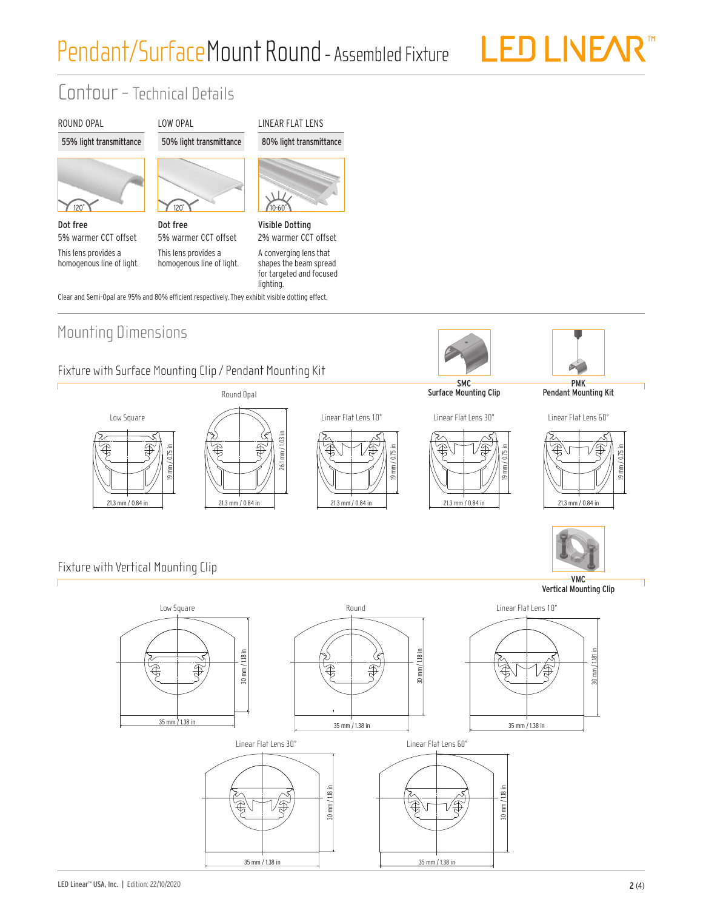# Pendant/Surface Mount Round - Assembled Fixture

## Contour – Technical Details

| ROUND OPAL | LOW OPAL | LINEAR FLAT LENS |
|---|---|---|
| 55% light transmittance | 50% light transmittance | 80% light transmittance |
| 120° | 120° | 10-60° |
| **Dot free** | **Dot free** | **Visible Dotting** |
| 5% warmer CCT offset | 5% warmer CCT offset | 2% warmer CCT offset |
| This lens provides a homogenous line of light. | This lens provides a homogenous line of light. | A converging lens that shapes the beam spread for targeted and focused lighting. |

Clear and Semi-Opal are 95% and 80% efficient respectively. They exhibit visible dotting effect.

## Mounting Dimensions

### Fixture with Surface Mounting Clip / Pendant Mounting Kit

**SMC** – Surface Mounting Clip

**PMK** – Pendant Mounting Kit

| Profile | Width | Height |
|---|---|---|
| Low Square | 21.3 mm / 0.84 in | 19 mm / 0.75 in |
| Round Opal | 21.3 mm / 0.84 in | 26.1 mm / 1.03 in |
| Linear Flat Lens 10° | 21.3 mm / 0.84 in | 19 mm / 0.75 in |
| Linear Flat Lens 30° | 21.3 mm / 0.84 in | 19 mm / 0.75 in |
| Linear Flat Lens 60° | 21.3 mm / 0.84 in | 19 mm / 0.75 in |

### Fixture with Vertical Mounting Clip

**VMC** – Vertical Mounting Clip

| Profile | Width | Height |
|---|---|---|
| Low Square | 35 mm / 1.38 in | 30 mm / 1.18 in |
| Round | 35 mm / 1.38 in | 30 mm / 1.18 in |
| Linear Flat Lens 10° | 35 mm / 1.38 in | 30 mm / 1.181 in |
| Linear Flat Lens 30° | 35 mm / 1.38 in | 30 mm / 1.18 in |
| Linear Flat Lens 60° | 35 mm / 1.38 in | 30 mm / 1.18 in |

LED Linear™ USA, Inc. | Edition: 22/10/2020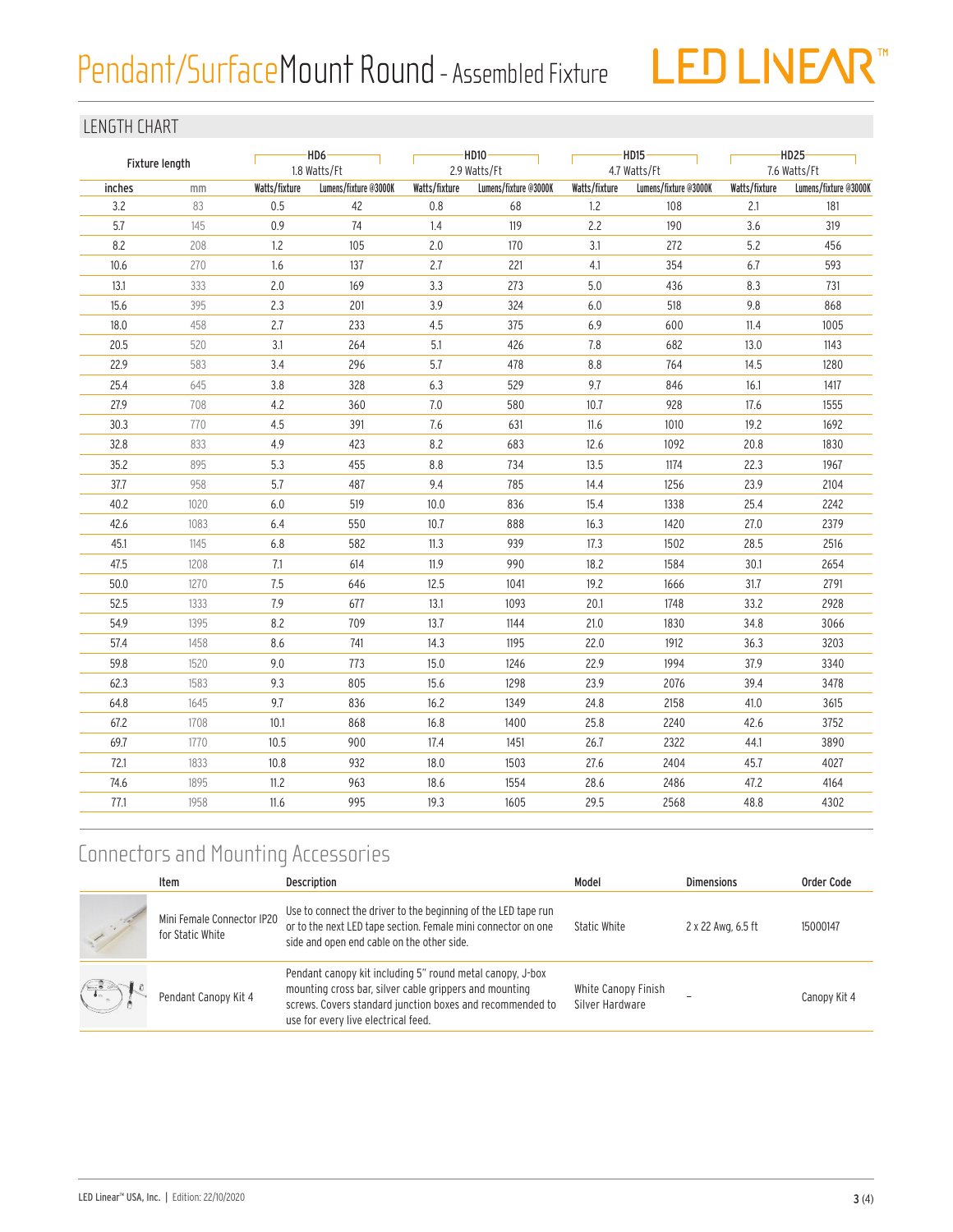# Pendant/SurfaceMount Round - Assembled Fixture

## LENGTH CHART

| Fixture length | | HD6 1.8 Watts/Ft | | HD10 2.9 Watts/Ft | | HD15 4.7 Watts/Ft | | HD25 7.6 Watts/Ft | |
|---|---|---|---|---|---|---|---|---|---|
| inches | mm | Watts/fixture | Lumens/fixture @3000K | Watts/fixture | Lumens/fixture @3000K | Watts/fixture | Lumens/fixture @3000K | Watts/fixture | Lumens/fixture @3000K |
| 3.2 | 83 | 0.5 | 42 | 0.8 | 68 | 1.2 | 108 | 2.1 | 181 |
| 5.7 | 145 | 0.9 | 74 | 1.4 | 119 | 2.2 | 190 | 3.6 | 319 |
| 8.2 | 208 | 1.2 | 105 | 2.0 | 170 | 3.1 | 272 | 5.2 | 456 |
| 10.6 | 270 | 1.6 | 137 | 2.7 | 221 | 4.1 | 354 | 6.7 | 593 |
| 13.1 | 333 | 2.0 | 169 | 3.3 | 273 | 5.0 | 436 | 8.3 | 731 |
| 15.6 | 395 | 2.3 | 201 | 3.9 | 324 | 6.0 | 518 | 9.8 | 868 |
| 18.0 | 458 | 2.7 | 233 | 4.5 | 375 | 6.9 | 600 | 11.4 | 1005 |
| 20.5 | 520 | 3.1 | 264 | 5.1 | 426 | 7.8 | 682 | 13.0 | 1143 |
| 22.9 | 583 | 3.4 | 296 | 5.7 | 478 | 8.8 | 764 | 14.5 | 1280 |
| 25.4 | 645 | 3.8 | 328 | 6.3 | 529 | 9.7 | 846 | 16.1 | 1417 |
| 27.9 | 708 | 4.2 | 360 | 7.0 | 580 | 10.7 | 928 | 17.6 | 1555 |
| 30.3 | 770 | 4.5 | 391 | 7.6 | 631 | 11.6 | 1010 | 19.2 | 1692 |
| 32.8 | 833 | 4.9 | 423 | 8.2 | 683 | 12.6 | 1092 | 20.8 | 1830 |
| 35.2 | 895 | 5.3 | 455 | 8.8 | 734 | 13.5 | 1174 | 22.3 | 1967 |
| 37.7 | 958 | 5.7 | 487 | 9.4 | 785 | 14.4 | 1256 | 23.9 | 2104 |
| 40.2 | 1020 | 6.0 | 519 | 10.0 | 836 | 15.4 | 1338 | 25.4 | 2242 |
| 42.6 | 1083 | 6.4 | 550 | 10.7 | 888 | 16.3 | 1420 | 27.0 | 2379 |
| 45.1 | 1145 | 6.8 | 582 | 11.3 | 939 | 17.3 | 1502 | 28.5 | 2516 |
| 47.5 | 1208 | 7.1 | 614 | 11.9 | 990 | 18.2 | 1584 | 30.1 | 2654 |
| 50.0 | 1270 | 7.5 | 646 | 12.5 | 1041 | 19.2 | 1666 | 31.7 | 2791 |
| 52.5 | 1333 | 7.9 | 677 | 13.1 | 1093 | 20.1 | 1748 | 33.2 | 2928 |
| 54.9 | 1395 | 8.2 | 709 | 13.7 | 1144 | 21.0 | 1830 | 34.8 | 3066 |
| 57.4 | 1458 | 8.6 | 741 | 14.3 | 1195 | 22.0 | 1912 | 36.3 | 3203 |
| 59.8 | 1520 | 9.0 | 773 | 15.0 | 1246 | 22.9 | 1994 | 37.9 | 3340 |
| 62.3 | 1583 | 9.3 | 805 | 15.6 | 1298 | 23.9 | 2076 | 39.4 | 3478 |
| 64.8 | 1645 | 9.7 | 836 | 16.2 | 1349 | 24.8 | 2158 | 41.0 | 3615 |
| 67.2 | 1708 | 10.1 | 868 | 16.8 | 1400 | 25.8 | 2240 | 42.6 | 3752 |
| 69.7 | 1770 | 10.5 | 900 | 17.4 | 1451 | 26.7 | 2322 | 44.1 | 3890 |
| 72.1 | 1833 | 10.8 | 932 | 18.0 | 1503 | 27.6 | 2404 | 45.7 | 4027 |
| 74.6 | 1895 | 11.2 | 963 | 18.6 | 1554 | 28.6 | 2486 | 47.2 | 4164 |
| 77.1 | 1958 | 11.6 | 995 | 19.3 | 1605 | 29.5 | 2568 | 48.8 | 4302 |

## Connectors and Mounting Accessories

| Item | Description | Model | Dimensions | Order Code |
|---|---|---|---|---|
| Mini Female Connector IP20 for Static White | Use to connect the driver to the beginning of the LED tape run or to the next LED tape section. Female mini connector on one side and open end cable on the other side. | Static White | 2 x 22 Awg, 6.5 ft | 15000147 |
| Pendant Canopy Kit 4 | Pendant canopy kit including 5" round metal canopy, J-box mounting cross bar, silver cable grippers and mounting screws. Covers standard junction boxes and recommended to use for every live electrical feed. | White Canopy Finish Silver Hardware | – | Canopy Kit 4 |

LED Linear™ USA, Inc. | Edition: 22/10/2020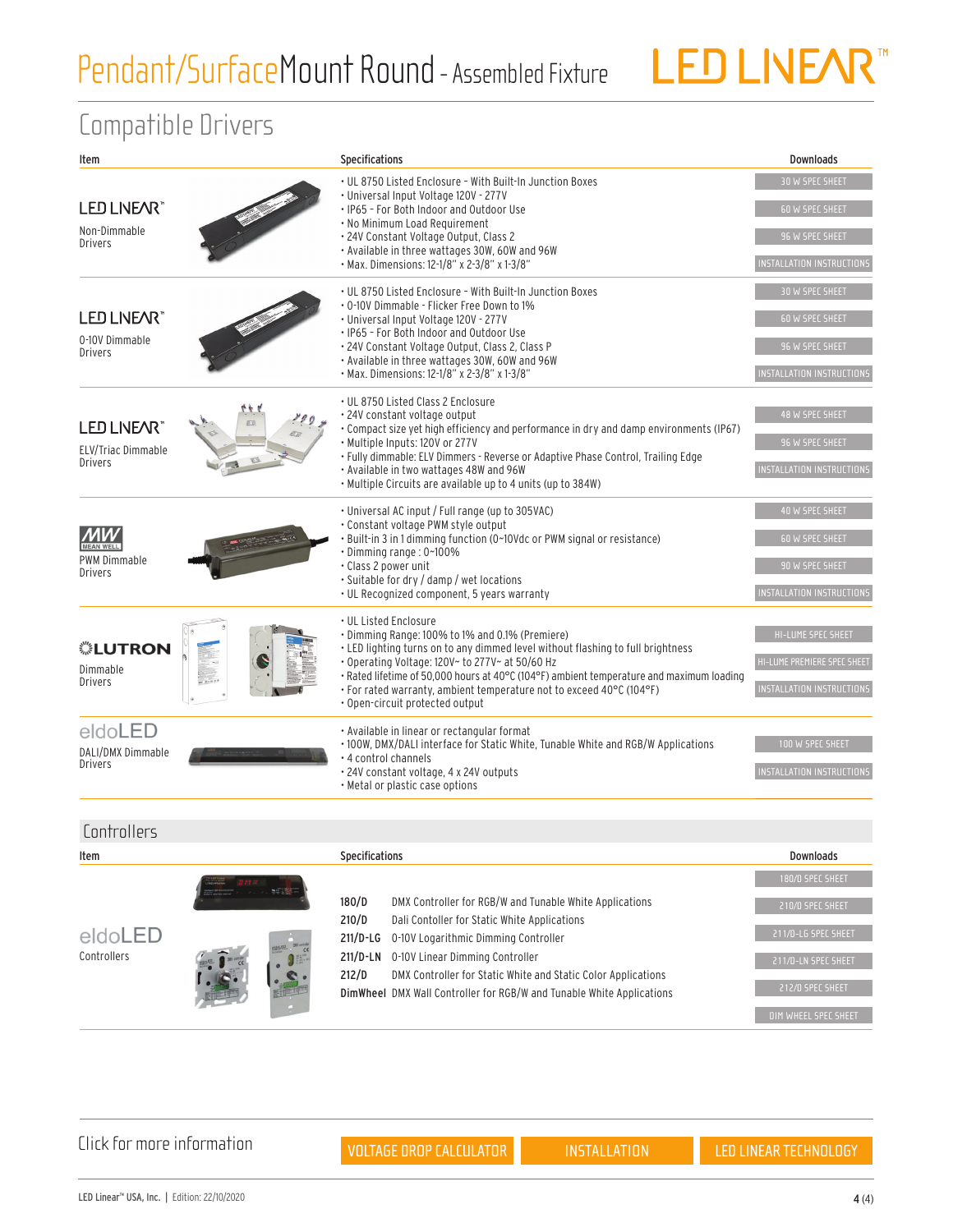# Pendant/SurfaceMount Round - Assembled Fixture

LED LINEAR™

## Compatible Drivers

| Item | Specifications | Downloads |
|---|---|---|
| LED LINEAR™ Non-Dimmable Drivers | • UL 8750 Listed Enclosure - With Built-In Junction Boxes<br>• Universal Input Voltage 120V - 277V<br>• IP65 - For Both Indoor and Outdoor Use<br>• No Minimum Load Requirement<br>• 24V Constant Voltage Output, Class 2<br>• Available in three wattages 30W, 60W and 96W<br>• Max. Dimensions: 12-1/8" x 2-3/8" x 1-3/8" | 30 W SPEC SHEET<br>60 W SPEC SHEET<br>96 W SPEC SHEET<br>INSTALLATION INSTRUCTIONS |
| LED LINEAR™ 0-10V Dimmable Drivers | • UL 8750 Listed Enclosure - With Built-In Junction Boxes<br>• 0-10V Dimmable - Flicker Free Down to 1%<br>• Universal Input Voltage 120V - 277V<br>• IP65 - For Both Indoor and Outdoor Use<br>• 24V Constant Voltage Output, Class 2, Class P<br>• Available in three wattages 30W, 60W and 96W<br>• Max. Dimensions: 12-1/8" x 2-3/8" x 1-3/8" | 30 W SPEC SHEET<br>60 W SPEC SHEET<br>96 W SPEC SHEET<br>INSTALLATION INSTRUCTIONS |
| LED LINEAR™ ELV/Triac Dimmable Drivers | • UL 8750 Listed Class 2 Enclosure<br>• 24V constant voltage output<br>• Compact size yet high efficiency and performance in dry and damp environments (IP67)<br>• Multiple Inputs: 120V or 277V<br>• Fully dimmable: ELV Dimmers - Reverse or Adaptive Phase Control, Trailing Edge<br>• Available in two wattages 48W and 96W<br>• Multiple Circuits are available up to 4 units (up to 384W) | 48 W SPEC SHEET<br>96 W SPEC SHEET<br>INSTALLATION INSTRUCTIONS |
| MEAN WELL PWM Dimmable Drivers | • Universal AC input / Full range (up to 305VAC)<br>• Constant voltage PWM style output<br>• Built-in 3 in 1 dimming function (0~10Vdc or PWM signal or resistance)<br>• Dimming range : 0~100%<br>• Class 2 power unit<br>• Suitable for dry / damp / wet locations<br>• UL Recognized component, 5 years warranty | 40 W SPEC SHEET<br>60 W SPEC SHEET<br>90 W SPEC SHEET<br>INSTALLATION INSTRUCTIONS |
| LUTRON Dimmable Drivers | • UL Listed Enclosure<br>• Dimming Range: 100% to 1% and 0.1% (Premiere)<br>• LED lighting turns on to any dimmed level without flashing to full brightness<br>• Operating Voltage: 120V~ to 277V~ at 50/60 Hz<br>• Rated lifetime of 50,000 hours at 40°C (104°F) ambient temperature and maximum loading<br>• For rated warranty, ambient temperature not to exceed 40°C (104°F)<br>• Open-circuit protected output | HI-LUME SPEC SHEET<br>HI-LUME PREMIERE SPEC SHEET<br>INSTALLATION INSTRUCTIONS |
| eldoLED DALI/DMX Dimmable Drivers | • Available in linear or rectangular format<br>• 100W, DMX/DALI interface for Static White, Tunable White and RGB/W Applications<br>• 4 control channels<br>• 24V constant voltage, 4 x 24V outputs<br>• Metal or plastic case options | 100 W SPEC SHEET<br>INSTALLATION INSTRUCTIONS |

## Controllers

| Item | Specifications | | Downloads |
|---|---|---|---|
| eldoLED Controllers | 180/D | DMX Controller for RGB/W and Tunable White Applications | 180/D SPEC SHEET |
| | 210/D | Dali Contoller for Static White Applications | 210/D SPEC SHEET |
| | 211/D-LG | 0-10V Logarithmic Dimming Controller | 211/D-LG SPEC SHEET |
| | 211/D-LN | 0-10V Linear Dimming Controller | 211/D-LN SPEC SHEET |
| | 212/D | DMX Controller for Static White and Static Color Applications | 212/D SPEC SHEET |
| | DimWheel | DMX Wall Controller for RGB/W and Tunable White Applications | DIM WHEEL SPEC SHEET |

Click for more information

VOLTAGE DROP CALCULATOR | INSTALLATION | LED LINEAR TECHNOLOGY

LED Linear™ USA, Inc. | Edition: 22/10/2020